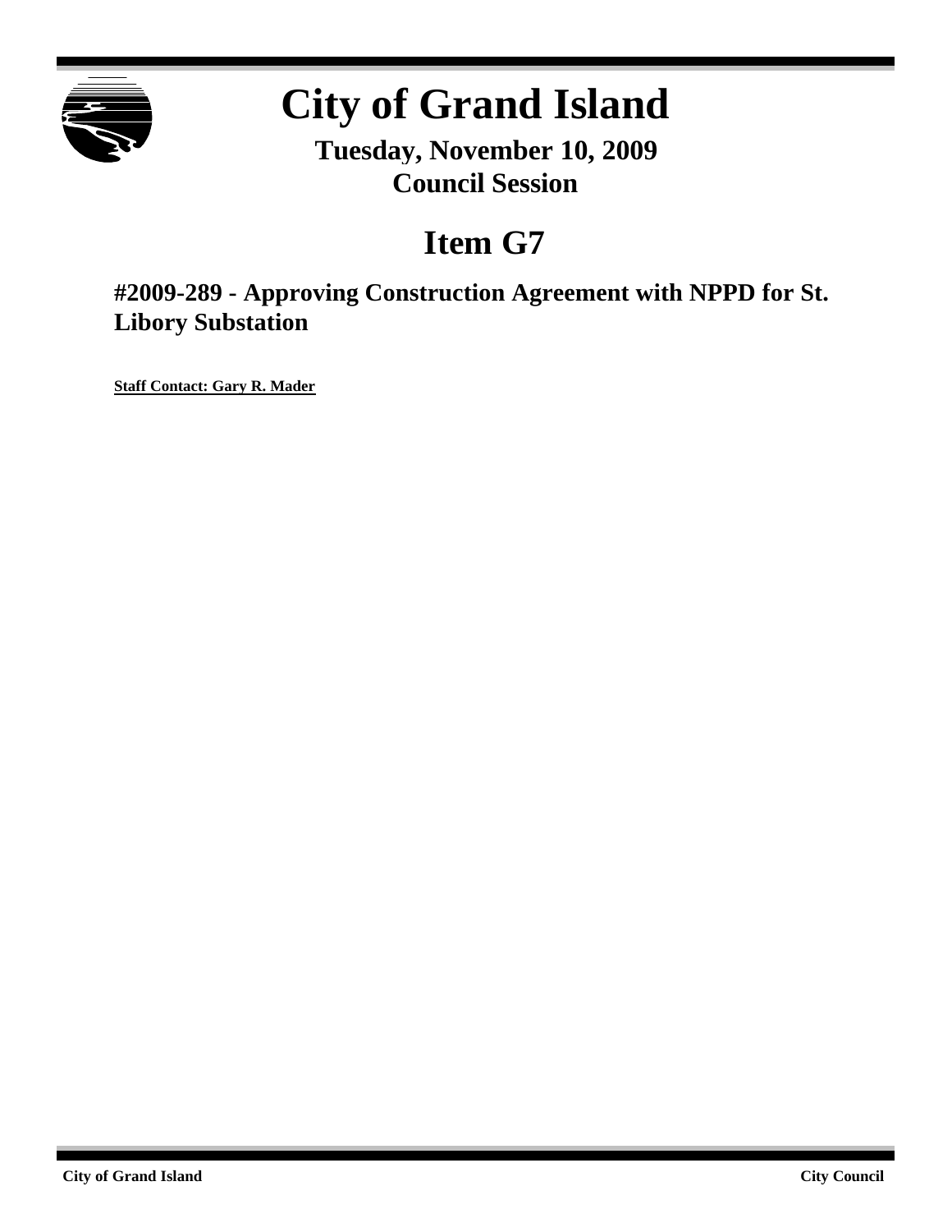# City of Grand Island

**Tuesday, November 10, 2009**
**Council Session**

## Item G7

### #2009-289 - Approving Construction Agreement with NPPD for St. Libory Substation

**Staff Contact: Gary R. Mader**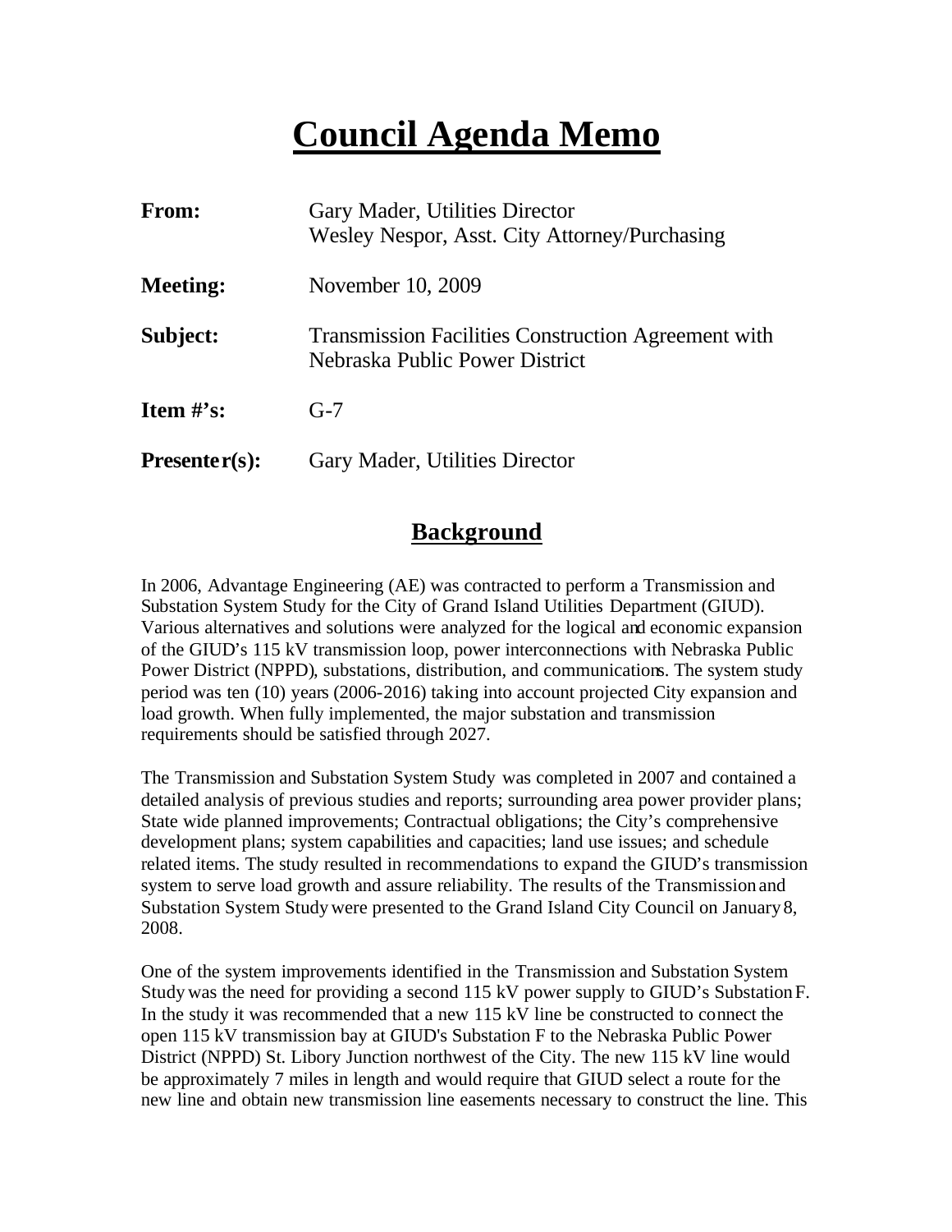# Council Agenda Memo

| | |
|---|---|
| **From:** | Gary Mader, Utilities Director<br>Wesley Nespor, Asst. City Attorney/Purchasing |
| **Meeting:** | November 10, 2009 |
| **Subject:** | Transmission Facilities Construction Agreement with Nebraska Public Power District |
| **Item #'s:** | G-7 |
| **Presenter(s):** | Gary Mader, Utilities Director |

## Background

In 2006, Advantage Engineering (AE) was contracted to perform a Transmission and Substation System Study for the City of Grand Island Utilities Department (GIUD). Various alternatives and solutions were analyzed for the logical and economic expansion of the GIUD's 115 kV transmission loop, power interconnections with Nebraska Public Power District (NPPD), substations, distribution, and communications. The system study period was ten (10) years (2006-2016) taking into account projected City expansion and load growth. When fully implemented, the major substation and transmission requirements should be satisfied through 2027.

The Transmission and Substation System Study was completed in 2007 and contained a detailed analysis of previous studies and reports; surrounding area power provider plans; State wide planned improvements; Contractual obligations; the City's comprehensive development plans; system capabilities and capacities; land use issues; and schedule related items. The study resulted in recommendations to expand the GIUD's transmission system to serve load growth and assure reliability. The results of the Transmission and Substation System Study were presented to the Grand Island City Council on January 8, 2008.

One of the system improvements identified in the Transmission and Substation System Study was the need for providing a second 115 kV power supply to GIUD's Substation F. In the study it was recommended that a new 115 kV line be constructed to connect the open 115 kV transmission bay at GIUD's Substation F to the Nebraska Public Power District (NPPD) St. Libory Junction northwest of the City. The new 115 kV line would be approximately 7 miles in length and would require that GIUD select a route for the new line and obtain new transmission line easements necessary to construct the line. This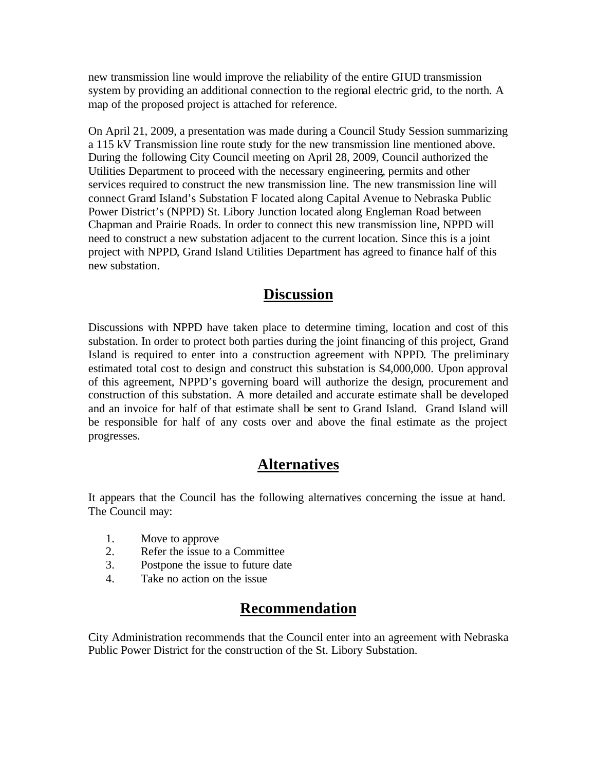new transmission line would improve the reliability of the entire GIUD transmission system by providing an additional connection to the regional electric grid, to the north. A map of the proposed project is attached for reference.

On April 21, 2009, a presentation was made during a Council Study Session summarizing a 115 kV Transmission line route study for the new transmission line mentioned above. During the following City Council meeting on April 28, 2009, Council authorized the Utilities Department to proceed with the necessary engineering, permits and other services required to construct the new transmission line. The new transmission line will connect Grand Island's Substation F located along Capital Avenue to Nebraska Public Power District's (NPPD) St. Libory Junction located along Engleman Road between Chapman and Prairie Roads. In order to connect this new transmission line, NPPD will need to construct a new substation adjacent to the current location. Since this is a joint project with NPPD, Grand Island Utilities Department has agreed to finance half of this new substation.

## Discussion

Discussions with NPPD have taken place to determine timing, location and cost of this substation. In order to protect both parties during the joint financing of this project, Grand Island is required to enter into a construction agreement with NPPD. The preliminary estimated total cost to design and construct this substation is $4,000,000. Upon approval of this agreement, NPPD's governing board will authorize the design, procurement and construction of this substation. A more detailed and accurate estimate shall be developed and an invoice for half of that estimate shall be sent to Grand Island. Grand Island will be responsible for half of any costs over and above the final estimate as the project progresses.

## Alternatives

It appears that the Council has the following alternatives concerning the issue at hand. The Council may:

1. Move to approve
2. Refer the issue to a Committee
3. Postpone the issue to future date
4. Take no action on the issue

## Recommendation

City Administration recommends that the Council enter into an agreement with Nebraska Public Power District for the construction of the St. Libory Substation.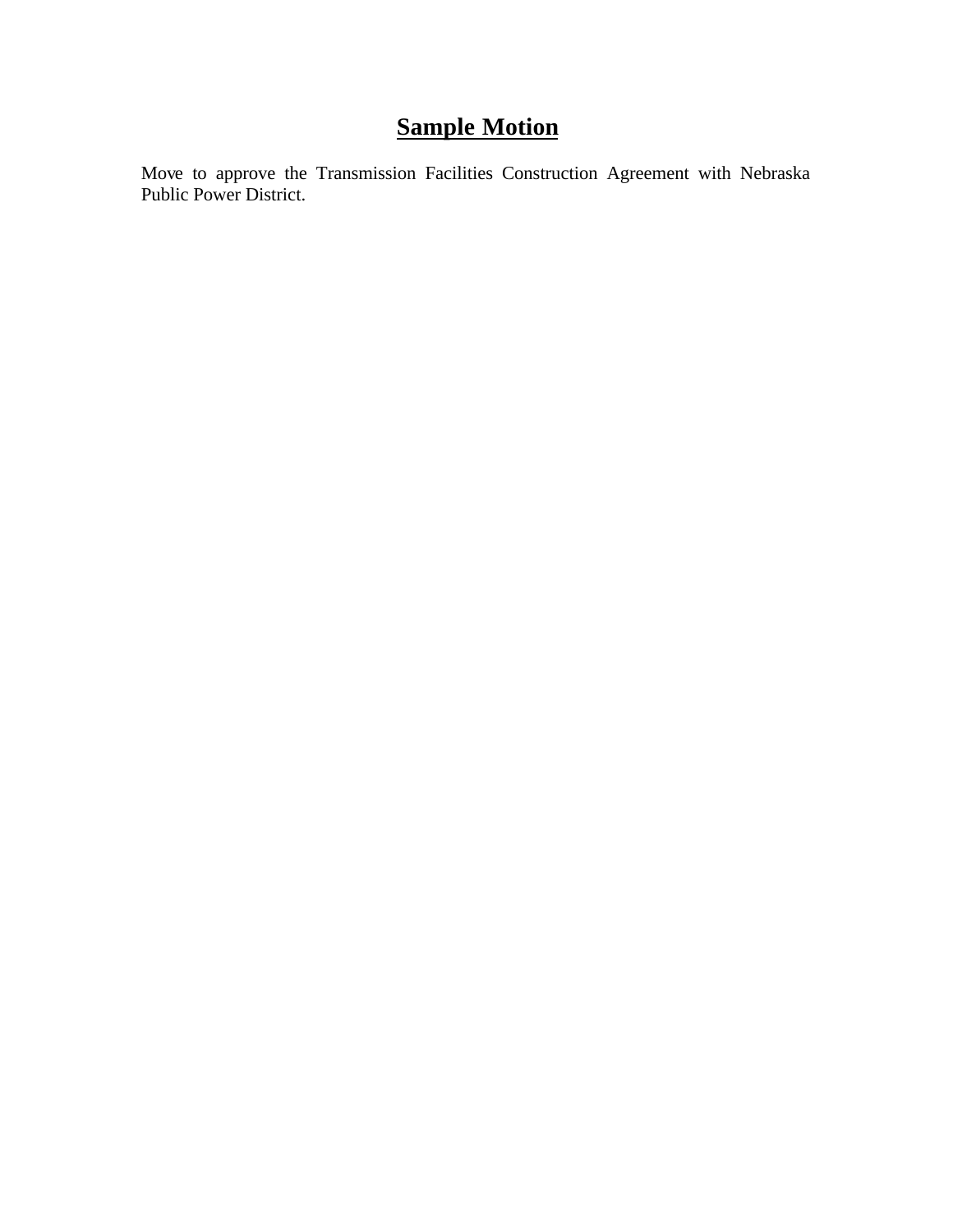# **Sample Motion**

Move to approve the Transmission Facilities Construction Agreement with Nebraska Public Power District.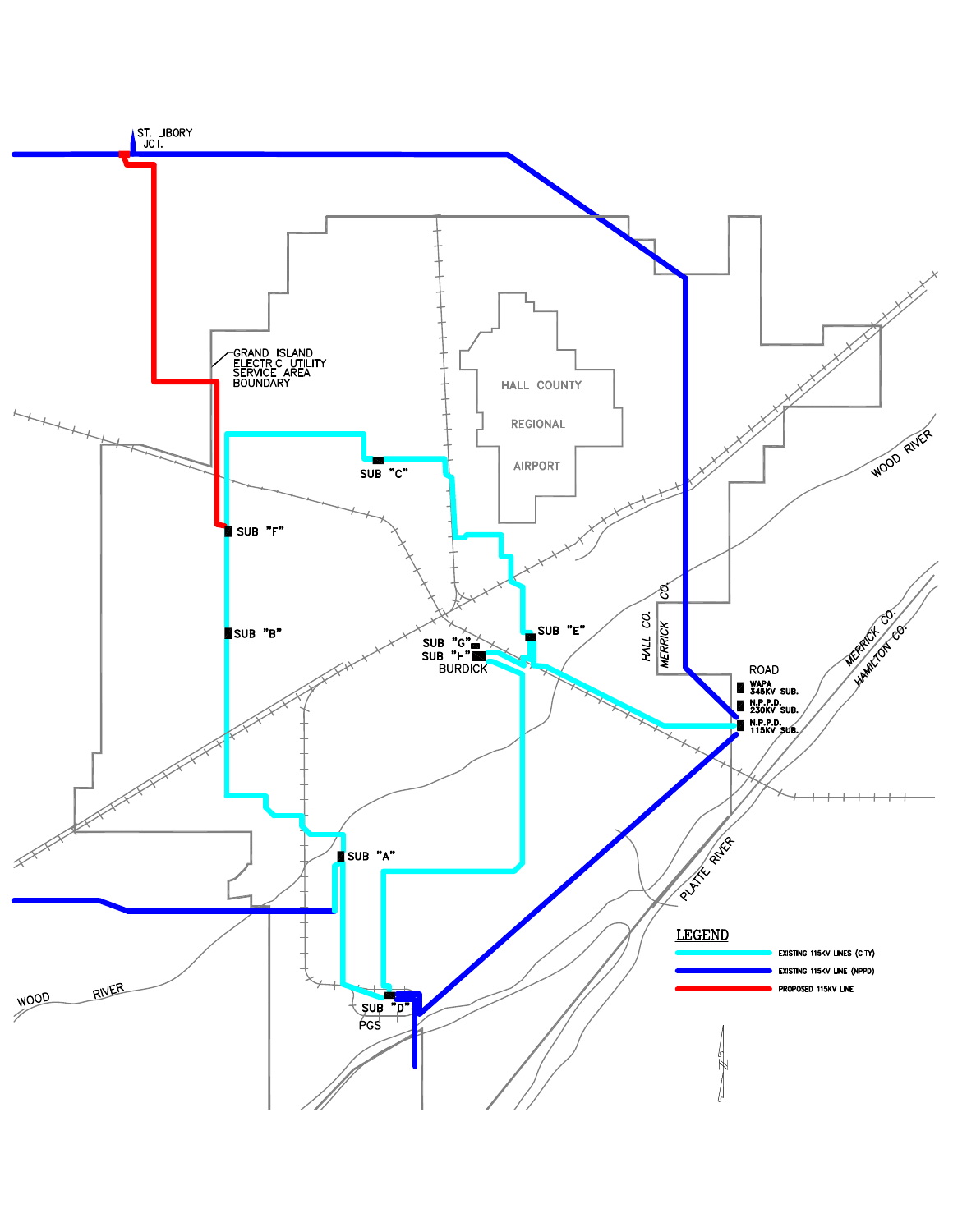ST. LIBORY JCT.

GRAND ISLAND ELECTRIC UTILITY SERVICE AREA BOUNDARY

HALL COUNTY REGIONAL AIRPORT

WOOD RIVER

SUB "C"

SUB "F"

SUB "B"

SUB "E"

SUB "G"

SUB "H"

BURDICK

HALL CO.

MERRICK CO.

ROAD

WAPA 345KV SUB.

N.P.P.D. 230KV SUB.

N.P.P.D. 115KV SUB.

MERRICK CO.

HAMILTON CO.

SUB "A"

PLATTE RIVER

WOOD RIVER

SUB "D"

PGS

**LEGEND**

- EXISTING 115KV LINES (CITY)
- EXISTING 115KV LINE (NPPD)
- PROPOSED 115KV LINE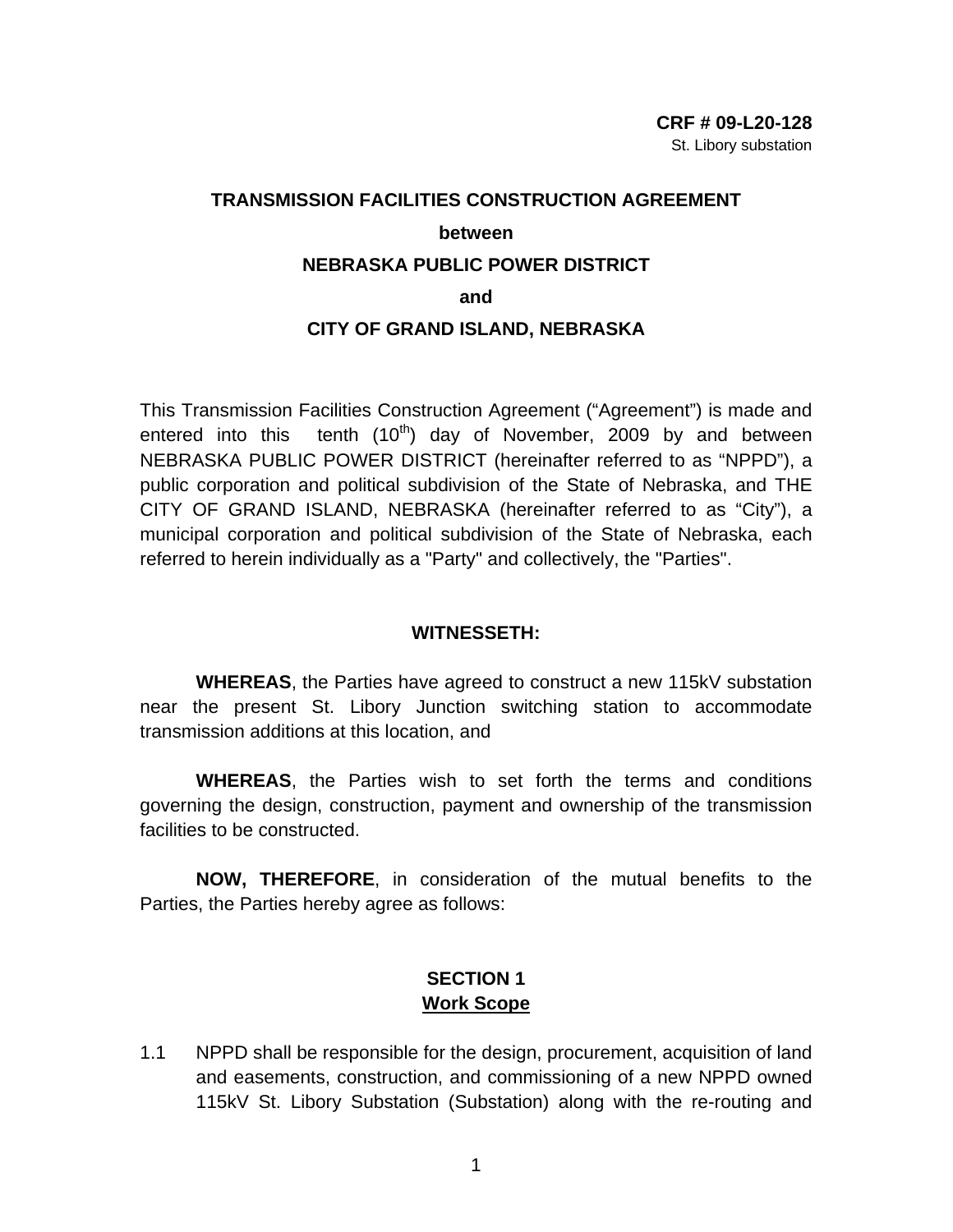**CRF # 09-L20-128**
St. Libory substation

# TRANSMISSION FACILITIES CONSTRUCTION AGREEMENT

**between**

**NEBRASKA PUBLIC POWER DISTRICT**

**and**

**CITY OF GRAND ISLAND, NEBRASKA**

This Transmission Facilities Construction Agreement ("Agreement") is made and entered into this tenth (10th) day of November, 2009 by and between NEBRASKA PUBLIC POWER DISTRICT (hereinafter referred to as "NPPD"), a public corporation and political subdivision of the State of Nebraska, and THE CITY OF GRAND ISLAND, NEBRASKA (hereinafter referred to as "City"), a municipal corporation and political subdivision of the State of Nebraska, each referred to herein individually as a "Party" and collectively, the "Parties".

**WITNESSETH:**

**WHEREAS**, the Parties have agreed to construct a new 115kV substation near the present St. Libory Junction switching station to accommodate transmission additions at this location, and

**WHEREAS**, the Parties wish to set forth the terms and conditions governing the design, construction, payment and ownership of the transmission facilities to be constructed.

**NOW, THEREFORE**, in consideration of the mutual benefits to the Parties, the Parties hereby agree as follows:

## SECTION 1
## Work Scope

1.1 NPPD shall be responsible for the design, procurement, acquisition of land and easements, construction, and commissioning of a new NPPD owned 115kV St. Libory Substation (Substation) along with the re-routing and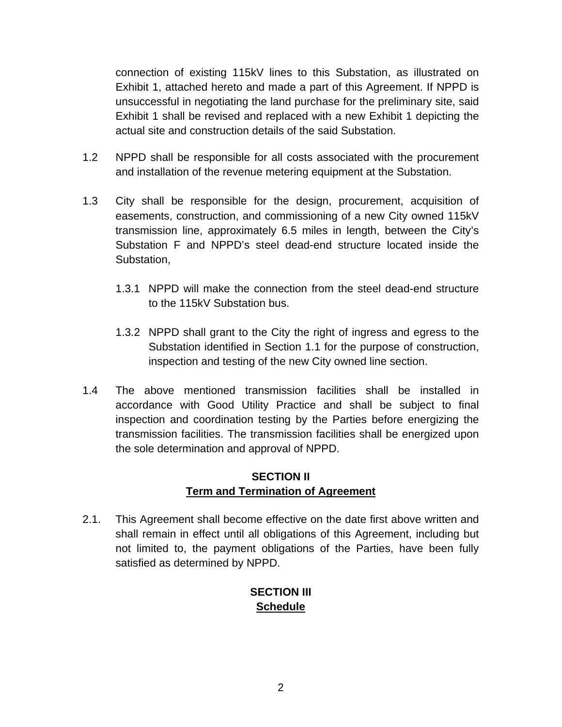connection of existing 115kV lines to this Substation, as illustrated on Exhibit 1, attached hereto and made a part of this Agreement. If NPPD is unsuccessful in negotiating the land purchase for the preliminary site, said Exhibit 1 shall be revised and replaced with a new Exhibit 1 depicting the actual site and construction details of the said Substation.

1.2 NPPD shall be responsible for all costs associated with the procurement and installation of the revenue metering equipment at the Substation.

1.3 City shall be responsible for the design, procurement, acquisition of easements, construction, and commissioning of a new City owned 115kV transmission line, approximately 6.5 miles in length, between the City's Substation F and NPPD's steel dead-end structure located inside the Substation,

1.3.1 NPPD will make the connection from the steel dead-end structure to the 115kV Substation bus.

1.3.2 NPPD shall grant to the City the right of ingress and egress to the Substation identified in Section 1.1 for the purpose of construction, inspection and testing of the new City owned line section.

1.4 The above mentioned transmission facilities shall be installed in accordance with Good Utility Practice and shall be subject to final inspection and coordination testing by the Parties before energizing the transmission facilities. The transmission facilities shall be energized upon the sole determination and approval of NPPD.

## SECTION II
## Term and Termination of Agreement

2.1. This Agreement shall become effective on the date first above written and shall remain in effect until all obligations of this Agreement, including but not limited to, the payment obligations of the Parties, have been fully satisfied as determined by NPPD.

## SECTION III
## Schedule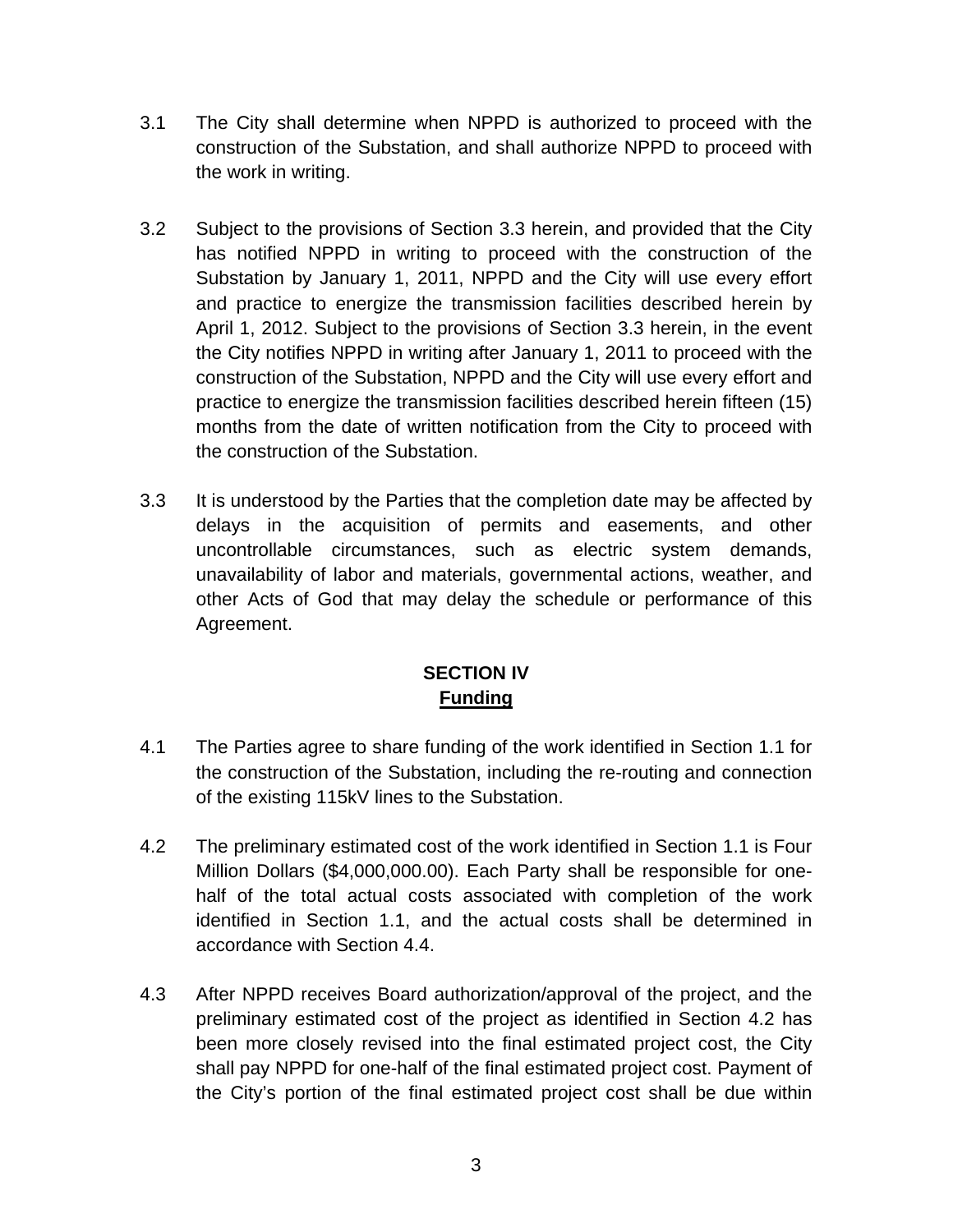3.1 The City shall determine when NPPD is authorized to proceed with the construction of the Substation, and shall authorize NPPD to proceed with the work in writing.

3.2 Subject to the provisions of Section 3.3 herein, and provided that the City has notified NPPD in writing to proceed with the construction of the Substation by January 1, 2011, NPPD and the City will use every effort and practice to energize the transmission facilities described herein by April 1, 2012. Subject to the provisions of Section 3.3 herein, in the event the City notifies NPPD in writing after January 1, 2011 to proceed with the construction of the Substation, NPPD and the City will use every effort and practice to energize the transmission facilities described herein fifteen (15) months from the date of written notification from the City to proceed with the construction of the Substation.

3.3 It is understood by the Parties that the completion date may be affected by delays in the acquisition of permits and easements, and other uncontrollable circumstances, such as electric system demands, unavailability of labor and materials, governmental actions, weather, and other Acts of God that may delay the schedule or performance of this Agreement.

## SECTION IV
## Funding

4.1 The Parties agree to share funding of the work identified in Section 1.1 for the construction of the Substation, including the re-routing and connection of the existing 115kV lines to the Substation.

4.2 The preliminary estimated cost of the work identified in Section 1.1 is Four Million Dollars ($4,000,000.00). Each Party shall be responsible for one-half of the total actual costs associated with completion of the work identified in Section 1.1, and the actual costs shall be determined in accordance with Section 4.4.

4.3 After NPPD receives Board authorization/approval of the project, and the preliminary estimated cost of the project as identified in Section 4.2 has been more closely revised into the final estimated project cost, the City shall pay NPPD for one-half of the final estimated project cost. Payment of the City's portion of the final estimated project cost shall be due within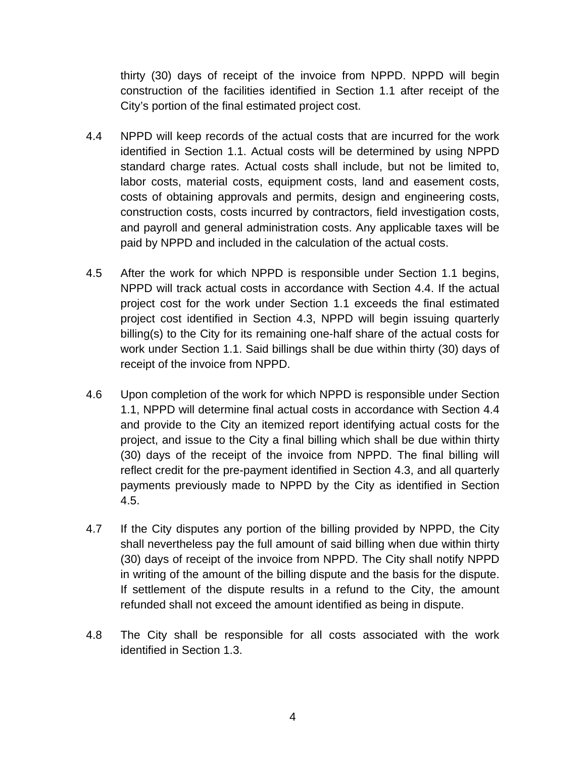thirty (30) days of receipt of the invoice from NPPD. NPPD will begin construction of the facilities identified in Section 1.1 after receipt of the City's portion of the final estimated project cost.

4.4 NPPD will keep records of the actual costs that are incurred for the work identified in Section 1.1. Actual costs will be determined by using NPPD standard charge rates. Actual costs shall include, but not be limited to, labor costs, material costs, equipment costs, land and easement costs, costs of obtaining approvals and permits, design and engineering costs, construction costs, costs incurred by contractors, field investigation costs, and payroll and general administration costs. Any applicable taxes will be paid by NPPD and included in the calculation of the actual costs.

4.5 After the work for which NPPD is responsible under Section 1.1 begins, NPPD will track actual costs in accordance with Section 4.4. If the actual project cost for the work under Section 1.1 exceeds the final estimated project cost identified in Section 4.3, NPPD will begin issuing quarterly billing(s) to the City for its remaining one-half share of the actual costs for work under Section 1.1. Said billings shall be due within thirty (30) days of receipt of the invoice from NPPD.

4.6 Upon completion of the work for which NPPD is responsible under Section 1.1, NPPD will determine final actual costs in accordance with Section 4.4 and provide to the City an itemized report identifying actual costs for the project, and issue to the City a final billing which shall be due within thirty (30) days of the receipt of the invoice from NPPD. The final billing will reflect credit for the pre-payment identified in Section 4.3, and all quarterly payments previously made to NPPD by the City as identified in Section 4.5.

4.7 If the City disputes any portion of the billing provided by NPPD, the City shall nevertheless pay the full amount of said billing when due within thirty (30) days of receipt of the invoice from NPPD. The City shall notify NPPD in writing of the amount of the billing dispute and the basis for the dispute. If settlement of the dispute results in a refund to the City, the amount refunded shall not exceed the amount identified as being in dispute.

4.8 The City shall be responsible for all costs associated with the work identified in Section 1.3.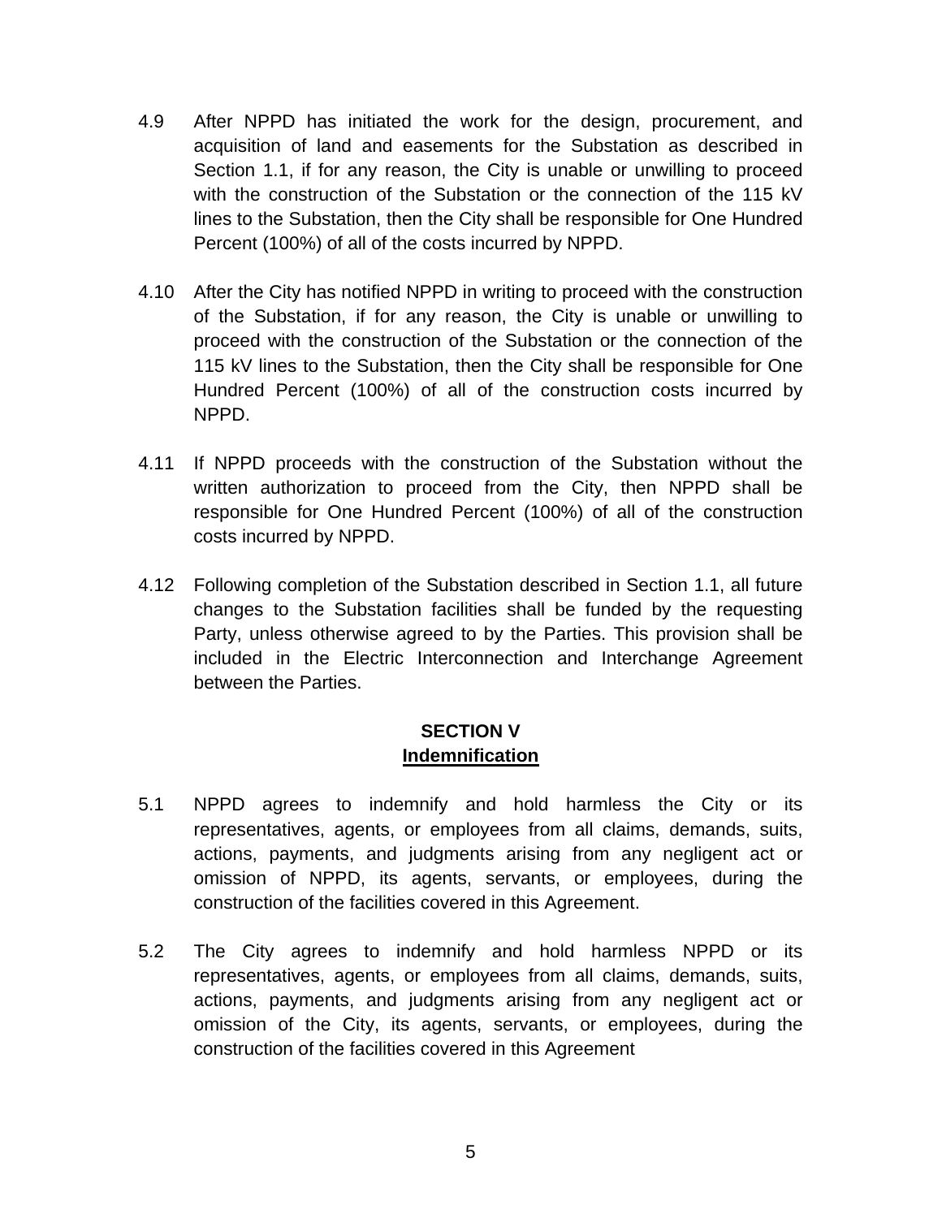4.9 After NPPD has initiated the work for the design, procurement, and acquisition of land and easements for the Substation as described in Section 1.1, if for any reason, the City is unable or unwilling to proceed with the construction of the Substation or the connection of the 115 kV lines to the Substation, then the City shall be responsible for One Hundred Percent (100%) of all of the costs incurred by NPPD.

4.10 After the City has notified NPPD in writing to proceed with the construction of the Substation, if for any reason, the City is unable or unwilling to proceed with the construction of the Substation or the connection of the 115 kV lines to the Substation, then the City shall be responsible for One Hundred Percent (100%) of all of the construction costs incurred by NPPD.

4.11 If NPPD proceeds with the construction of the Substation without the written authorization to proceed from the City, then NPPD shall be responsible for One Hundred Percent (100%) of all of the construction costs incurred by NPPD.

4.12 Following completion of the Substation described in Section 1.1, all future changes to the Substation facilities shall be funded by the requesting Party, unless otherwise agreed to by the Parties. This provision shall be included in the Electric Interconnection and Interchange Agreement between the Parties.

## SECTION V
## Indemnification

5.1 NPPD agrees to indemnify and hold harmless the City or its representatives, agents, or employees from all claims, demands, suits, actions, payments, and judgments arising from any negligent act or omission of NPPD, its agents, servants, or employees, during the construction of the facilities covered in this Agreement.

5.2 The City agrees to indemnify and hold harmless NPPD or its representatives, agents, or employees from all claims, demands, suits, actions, payments, and judgments arising from any negligent act or omission of the City, its agents, servants, or employees, during the construction of the facilities covered in this Agreement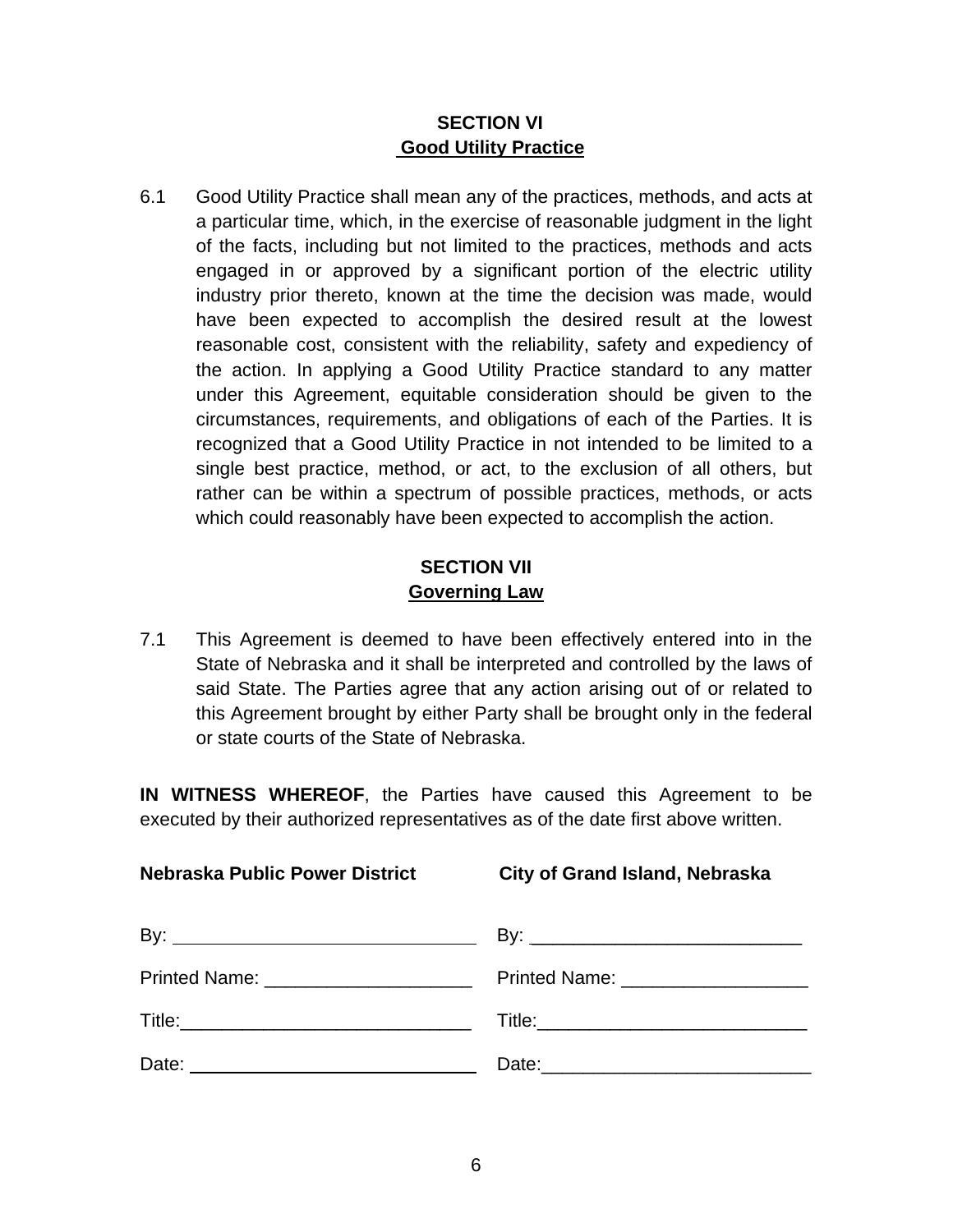## SECTION VI
## Good Utility Practice

6.1 Good Utility Practice shall mean any of the practices, methods, and acts at a particular time, which, in the exercise of reasonable judgment in the light of the facts, including but not limited to the practices, methods and acts engaged in or approved by a significant portion of the electric utility industry prior thereto, known at the time the decision was made, would have been expected to accomplish the desired result at the lowest reasonable cost, consistent with the reliability, safety and expediency of the action. In applying a Good Utility Practice standard to any matter under this Agreement, equitable consideration should be given to the circumstances, requirements, and obligations of each of the Parties. It is recognized that a Good Utility Practice in not intended to be limited to a single best practice, method, or act, to the exclusion of all others, but rather can be within a spectrum of possible practices, methods, or acts which could reasonably have been expected to accomplish the action.

## SECTION VII
## Governing Law

7.1 This Agreement is deemed to have been effectively entered into in the State of Nebraska and it shall be interpreted and controlled by the laws of said State. The Parties agree that any action arising out of or related to this Agreement brought by either Party shall be brought only in the federal or state courts of the State of Nebraska.

**IN WITNESS WHEREOF**, the Parties have caused this Agreement to be executed by their authorized representatives as of the date first above written.

| **Nebraska Public Power District** | **City of Grand Island, Nebraska** |
|---|---|
| By: ______________________________ | By: __________________________ |
| Printed Name: ____________________ | Printed Name: __________________ |
| Title:____________________________ | Title:__________________________ |
| Date: ____________________________ | Date:__________________________ |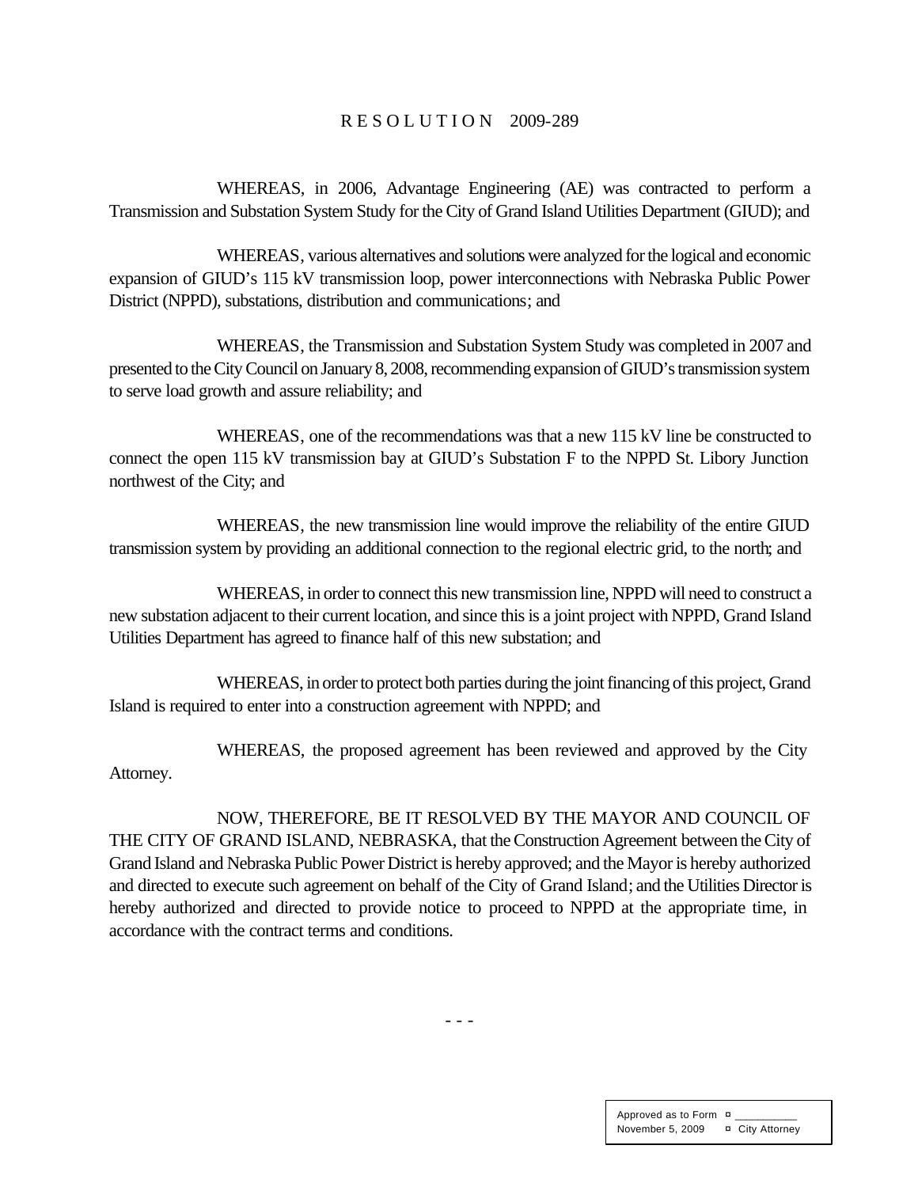# R E S O L U T I O N 2009-289

WHEREAS, in 2006, Advantage Engineering (AE) was contracted to perform a Transmission and Substation System Study for the City of Grand Island Utilities Department (GIUD); and

WHEREAS, various alternatives and solutions were analyzed for the logical and economic expansion of GIUD's 115 kV transmission loop, power interconnections with Nebraska Public Power District (NPPD), substations, distribution and communications; and

WHEREAS, the Transmission and Substation System Study was completed in 2007 and presented to the City Council on January 8, 2008, recommending expansion of GIUD's transmission system to serve load growth and assure reliability; and

WHEREAS, one of the recommendations was that a new 115 kV line be constructed to connect the open 115 kV transmission bay at GIUD's Substation F to the NPPD St. Libory Junction northwest of the City; and

WHEREAS, the new transmission line would improve the reliability of the entire GIUD transmission system by providing an additional connection to the regional electric grid, to the north; and

WHEREAS, in order to connect this new transmission line, NPPD will need to construct a new substation adjacent to their current location, and since this is a joint project with NPPD, Grand Island Utilities Department has agreed to finance half of this new substation; and

WHEREAS, in order to protect both parties during the joint financing of this project, Grand Island is required to enter into a construction agreement with NPPD; and

WHEREAS, the proposed agreement has been reviewed and approved by the City Attorney.

NOW, THEREFORE, BE IT RESOLVED BY THE MAYOR AND COUNCIL OF THE CITY OF GRAND ISLAND, NEBRASKA, that the Construction Agreement between the City of Grand Island and Nebraska Public Power District is hereby approved; and the Mayor is hereby authorized and directed to execute such agreement on behalf of the City of Grand Island; and the Utilities Director is hereby authorized and directed to provide notice to proceed to NPPD at the appropriate time, in accordance with the contract terms and conditions.

- - -

| Approved as to Form | ¤ ___________ |
|---|---|
| November 5, 2009 | ¤ City Attorney |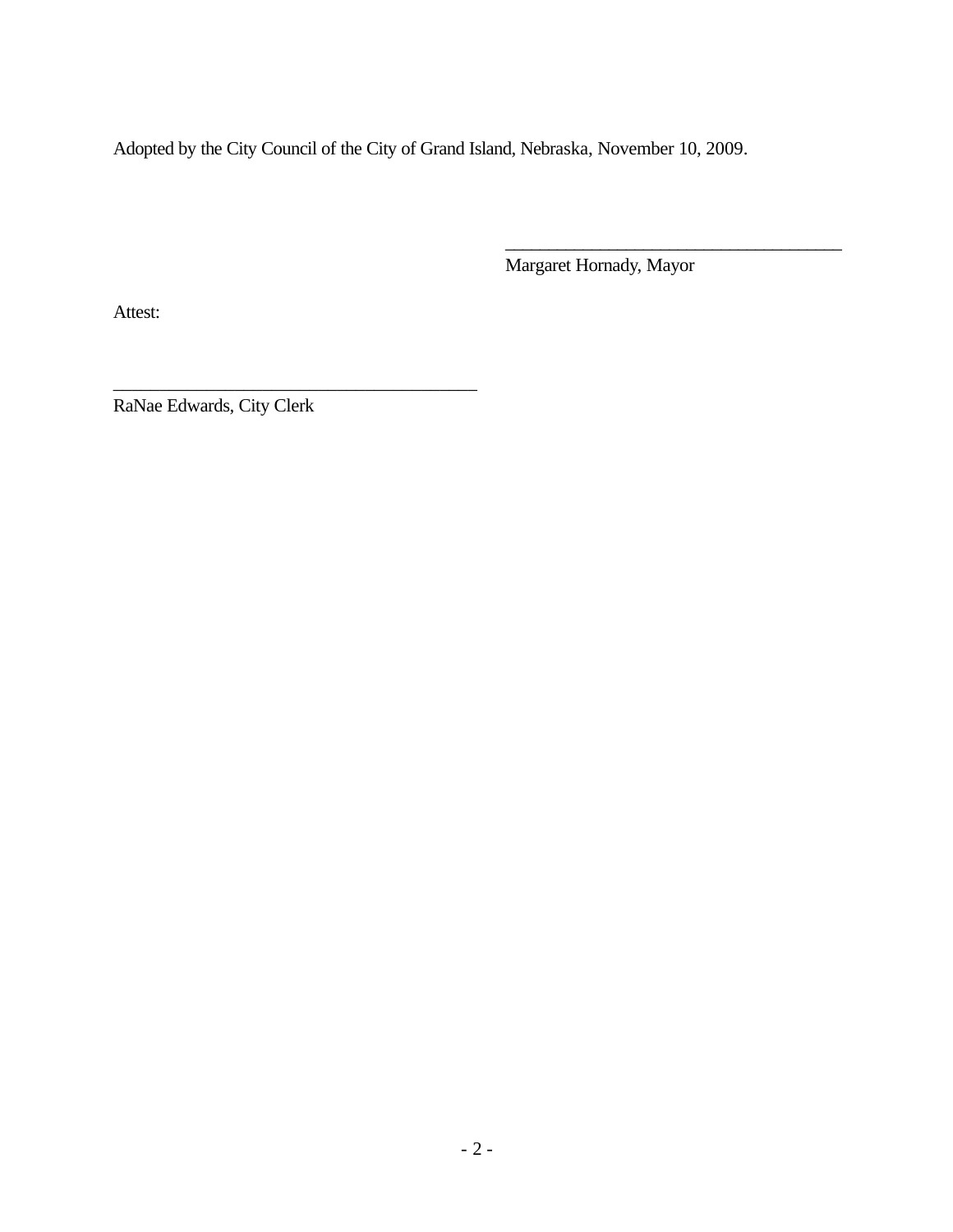Adopted by the City Council of the City of Grand Island, Nebraska, November 10, 2009.

_____________________________________
Margaret Hornady, Mayor

Attest:

_______________________________________
RaNae Edwards, City Clerk